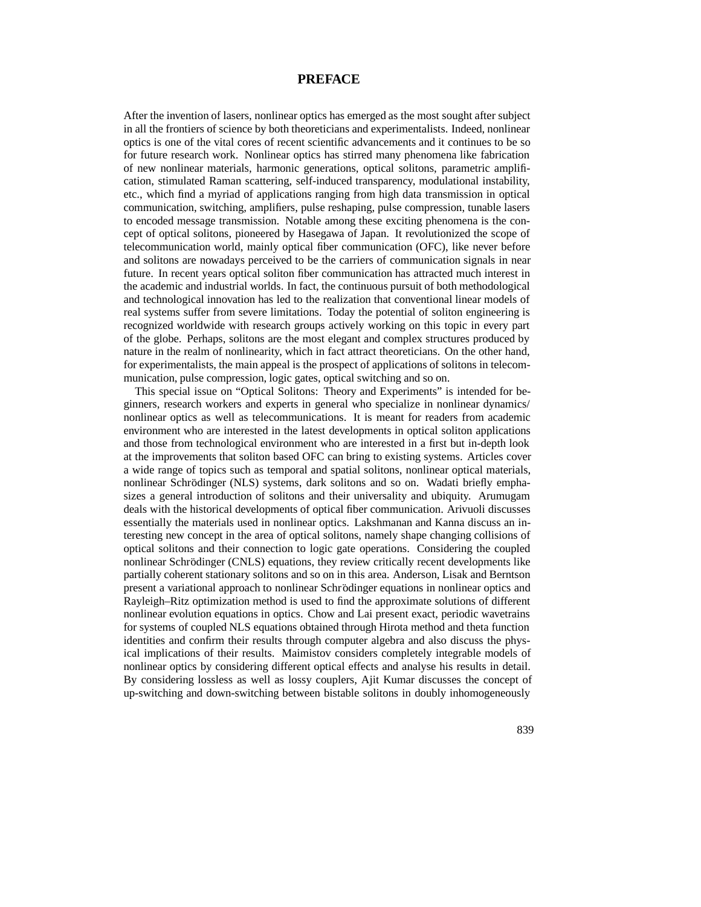# PREFACE

After the invention of lasers, nonlinear optics has emerged as the most sought after subject in all the frontiers of science by both theoreticians and experimentalists. Indeed, nonlinear optics is one of the vital cores of recent scientific advancements and it continues to be so for future research work. Nonlinear optics has stirred many phenomena like fabrication of new nonlinear materials, harmonic generations, optical solitons, parametric amplification, stimulated Raman scattering, self-induced transparency, modulational instability, etc., which find a myriad of applications ranging from high data transmission in optical communication, switching, amplifiers, pulse reshaping, pulse compression, tunable lasers to encoded message transmission. Notable among these exciting phenomena is the concept of optical solitons, pioneered by Hasegawa of Japan. It revolutionized the scope of telecommunication world, mainly optical fiber communication (OFC), like never before and solitons are nowadays perceived to be the carriers of communication signals in near future. In recent years optical soliton fiber communication has attracted much interest in the academic and industrial worlds. In fact, the continuous pursuit of both methodological and technological innovation has led to the realization that conventional linear models of real systems suffer from severe limitations. Today the potential of soliton engineering is recognized worldwide with research groups actively working on this topic in every part of the globe. Perhaps, solitons are the most elegant and complex structures produced by nature in the realm of nonlinearity, which in fact attract theoreticians. On the other hand, for experimentalists, the main appeal is the prospect of applications of solitons in telecommunication, pulse compression, logic gates, optical switching and so on.

This special issue on "Optical Solitons: Theory and Experiments" is intended for beginners, research workers and experts in general who specialize in nonlinear dynamics/ nonlinear optics as well as telecommunications. It is meant for readers from academic environment who are interested in the latest developments in optical soliton applications and those from technological environment who are interested in a first but in-depth look at the improvements that soliton based OFC can bring to existing systems. Articles cover a wide range of topics such as temporal and spatial solitons, nonlinear optical materials, nonlinear Schrödinger (NLS) systems, dark solitons and so on. Wadati briefly emphasizes a general introduction of solitons and their universality and ubiquity. Arumugam deals with the historical developments of optical fiber communication. Arivuoli discusses essentially the materials used in nonlinear optics. Lakshmanan and Kanna discuss an interesting new concept in the area of optical solitons, namely shape changing collisions of optical solitons and their connection to logic gate operations. Considering the coupled nonlinear Schrödinger (CNLS) equations, they review critically recent developments like partially coherent stationary solitons and so on in this area. Anderson, Lisak and Berntson present a variational approach to nonlinear Schrödinger equations in nonlinear optics and Rayleigh–Ritz optimization method is used to find the approximate solutions of different nonlinear evolution equations in optics. Chow and Lai present exact, periodic wavetrains for systems of coupled NLS equations obtained through Hirota method and theta function identities and confirm their results through computer algebra and also discuss the physical implications of their results. Maimistov considers completely integrable models of nonlinear optics by considering different optical effects and analyse his results in detail. By considering lossless as well as lossy couplers, Ajit Kumar discusses the concept of up-switching and down-switching between bistable solitons in doubly inhomogeneously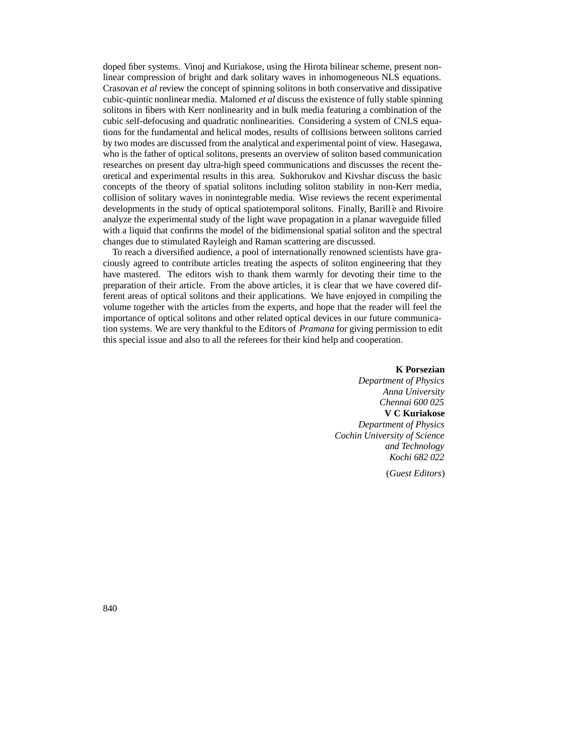doped fiber systems. Vinoj and Kuriakose, using the Hirota bilinear scheme, present nonlinear compression of bright and dark solitary waves in inhomogeneous NLS equations. Crasovan *et al* review the concept of spinning solitons in both conservative and dissipative cubic-quintic nonlinear media. Malomed *et al* discuss the existence of fully stable spinning solitons in fibers with Kerr nonlinearity and in bulk media featuring a combination of the cubic self-defocusing and quadratic nonlinearities. Considering a system of CNLS equations for the fundamental and helical modes, results of collisions between solitons carried by two modes are discussed from the analytical and experimental point of view. Hasegawa, who is the father of optical solitons, presents an overview of soliton based communication researches on present day ultra-high speed communications and discusses the recent theoretical and experimental results in this area. Sukhorukov and Kivshar discuss the basic concepts of the theory of spatial solitons including soliton stability in non-Kerr media, collision of solitary waves in nonintegrable media. Wise reviews the recent experimental developments in the study of optical spatiotemporal solitons. Finally, Barillé and Rivoire analyze the experimental study of the light wave propagation in a planar waveguide filled with a liquid that confirms the model of the bidimensional spatial soliton and the spectral changes due to stimulated Rayleigh and Raman scattering are discussed.

To reach a diversified audience, a pool of internationally renowned scientists have graciously agreed to contribute articles treating the aspects of soliton engineering that they have mastered. The editors wish to thank them warmly for devoting their time to the preparation of their article. From the above articles, it is clear that we have covered different areas of optical solitons and their applications. We have enjoyed in compiling the volume together with the articles from the experts, and hope that the reader will feel the importance of optical solitons and other related optical devices in our future communication systems. We are very thankful to the Editors of *Pramana* for giving permission to edit this special issue and also to all the referees for their kind help and cooperation.

**K Porsezian**
*Department of Physics*
*Anna University*
*Chennai 600 025*

**V C Kuriakose**
*Department of Physics*
*Cochin University of Science and Technology*
*Kochi 682 022*

(*Guest Editors*)